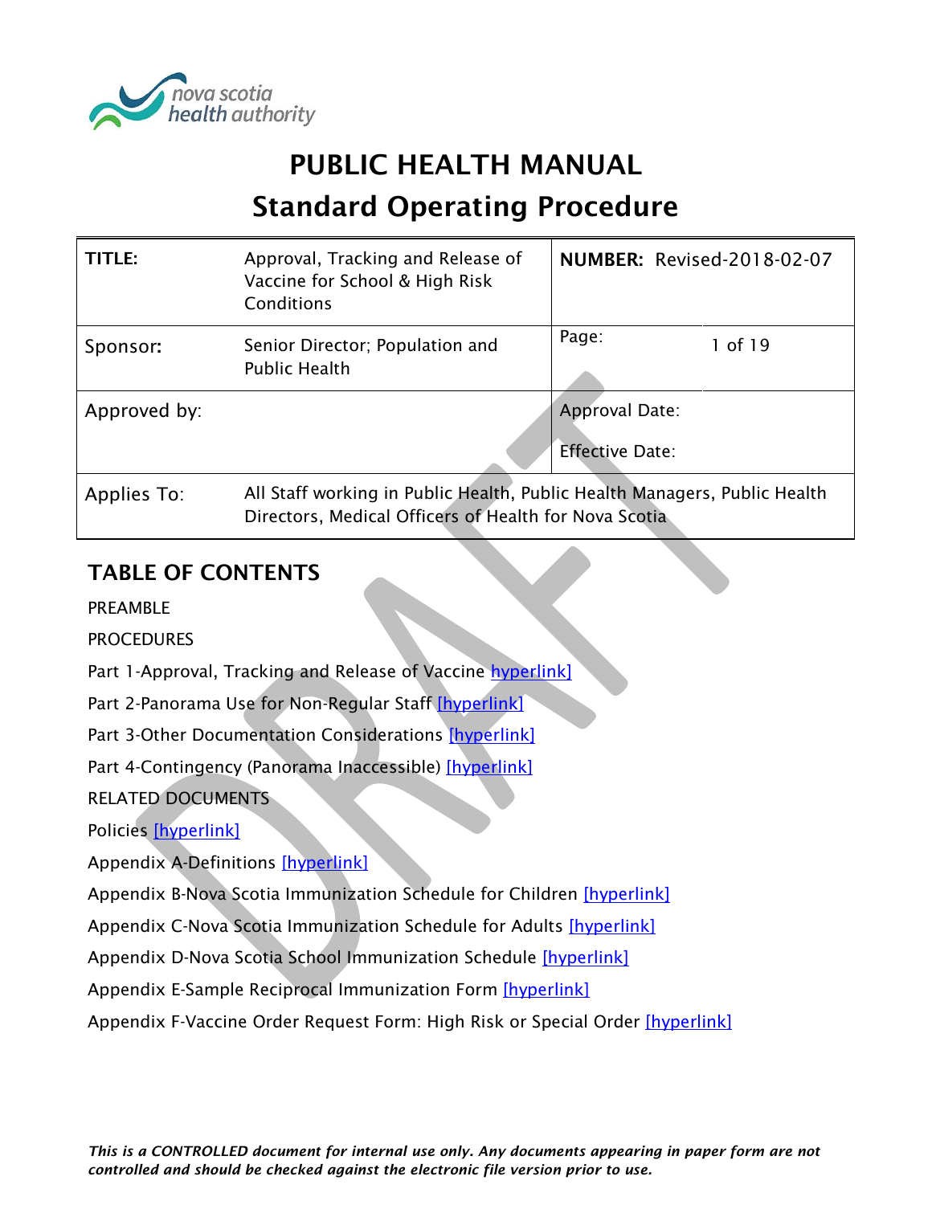# PUBLIC HEALTH MANUAL

# Standard Operating Procedure

| | | | |
|---|---|---|---|
| **TITLE:** | Approval, Tracking and Release of Vaccine for School & High Risk Conditions | **NUMBER:** Revised-2018-02-07 | |
| Sponsor: | Senior Director; Population and Public Health | Page: | 1 of 19 |
| Approved by: | | Approval Date:<br><br>Effective Date: | |
| Applies To: | All Staff working in Public Health, Public Health Managers, Public Health Directors, Medical Officers of Health for Nova Scotia | | |

## TABLE OF CONTENTS

PREAMBLE

PROCEDURES

Part 1-Approval, Tracking and Release of Vaccine hyperlink]

Part 2-Panorama Use for Non-Regular Staff [hyperlink]

Part 3-Other Documentation Considerations [hyperlink]

Part 4-Contingency (Panorama Inaccessible) [hyperlink]

RELATED DOCUMENTS

Policies [hyperlink]

Appendix A-Definitions [hyperlink]

Appendix B-Nova Scotia Immunization Schedule for Children [hyperlink]

Appendix C-Nova Scotia Immunization Schedule for Adults [hyperlink]

Appendix D-Nova Scotia School Immunization Schedule [hyperlink]

Appendix E-Sample Reciprocal Immunization Form [hyperlink]

Appendix F-Vaccine Order Request Form: High Risk or Special Order [hyperlink]

*This is a CONTROLLED document for internal use only. Any documents appearing in paper form are not controlled and should be checked against the electronic file version prior to use.*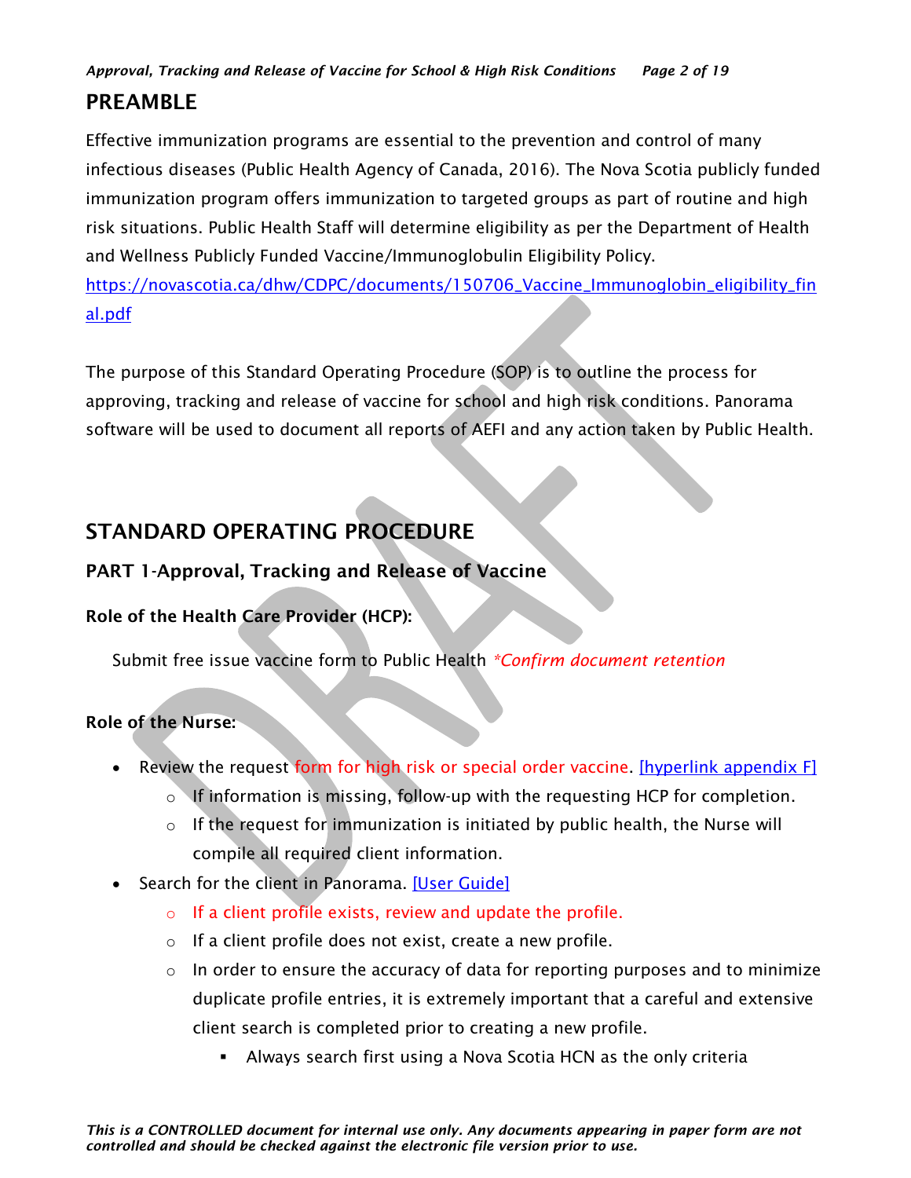## PREAMBLE

Effective immunization programs are essential to the prevention and control of many infectious diseases (Public Health Agency of Canada, 2016). The Nova Scotia publicly funded immunization program offers immunization to targeted groups as part of routine and high risk situations. Public Health Staff will determine eligibility as per the Department of Health and Wellness Publicly Funded Vaccine/Immunoglobulin Eligibility Policy. https://novascotia.ca/dhw/CDPC/documents/150706_Vaccine_Immunoglobin_eligibility_final.pdf

The purpose of this Standard Operating Procedure (SOP) is to outline the process for approving, tracking and release of vaccine for school and high risk conditions. Panorama software will be used to document all reports of AEFI and any action taken by Public Health.

## STANDARD OPERATING PROCEDURE

### PART 1-Approval, Tracking and Release of Vaccine

**Role of the Health Care Provider (HCP):**

Submit free issue vaccine form to Public Health *\*Confirm document retention*

**Role of the Nurse:**

- Review the request form for high risk or special order vaccine. [hyperlink appendix F]
  - If information is missing, follow-up with the requesting HCP for completion.
  - If the request for immunization is initiated by public health, the Nurse will compile all required client information.
- Search for the client in Panorama. [User Guide]
  - If a client profile exists, review and update the profile.
  - If a client profile does not exist, create a new profile.
  - In order to ensure the accuracy of data for reporting purposes and to minimize duplicate profile entries, it is extremely important that a careful and extensive client search is completed prior to creating a new profile.
    - Always search first using a Nova Scotia HCN as the only criteria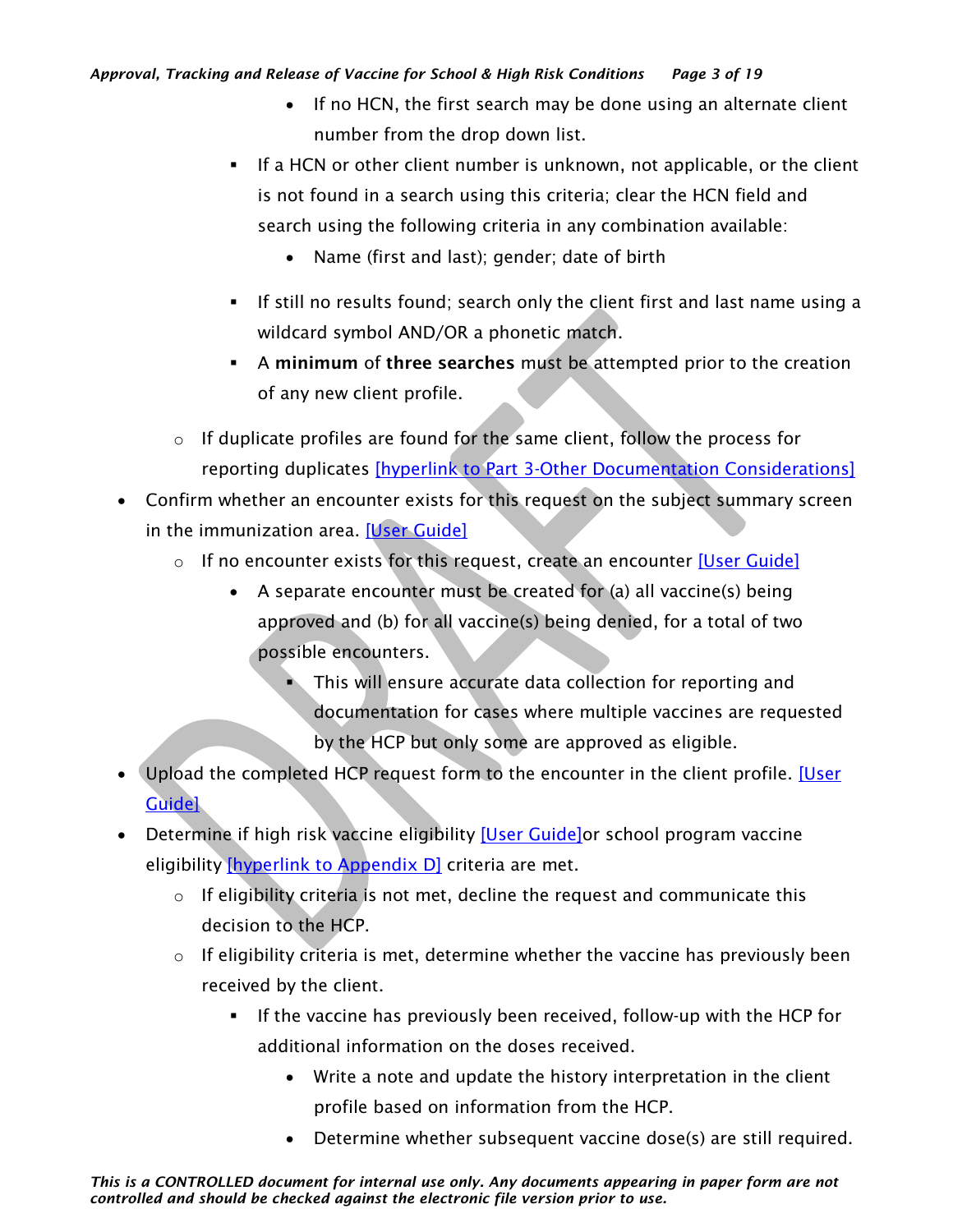- If no HCN, the first search may be done using an alternate client number from the drop down list.
      - If a HCN or other client number is unknown, not applicable, or the client is not found in a search using this criteria; clear the HCN field and search using the following criteria in any combination available:
        - Name (first and last); gender; date of birth
      - If still no results found; search only the client first and last name using a wildcard symbol AND/OR a phonetic match.
      - A **minimum** of **three searches** must be attempted prior to the creation of any new client profile.
  - If duplicate profiles are found for the same client, follow the process for reporting duplicates [hyperlink to Part 3-Other Documentation Considerations]
- Confirm whether an encounter exists for this request on the subject summary screen in the immunization area. [User Guide]
  - If no encounter exists for this request, create an encounter [User Guide]
    - A separate encounter must be created for (a) all vaccine(s) being approved and (b) for all vaccine(s) being denied, for a total of two possible encounters.
      - This will ensure accurate data collection for reporting and documentation for cases where multiple vaccines are requested by the HCP but only some are approved as eligible.
- Upload the completed HCP request form to the encounter in the client profile. [User Guide]
- Determine if high risk vaccine eligibility [User Guide]or school program vaccine eligibility [hyperlink to Appendix D] criteria are met.
  - If eligibility criteria is not met, decline the request and communicate this decision to the HCP.
  - If eligibility criteria is met, determine whether the vaccine has previously been received by the client.
    - If the vaccine has previously been received, follow-up with the HCP for additional information on the doses received.
      - Write a note and update the history interpretation in the client profile based on information from the HCP.
      - Determine whether subsequent vaccine dose(s) are still required.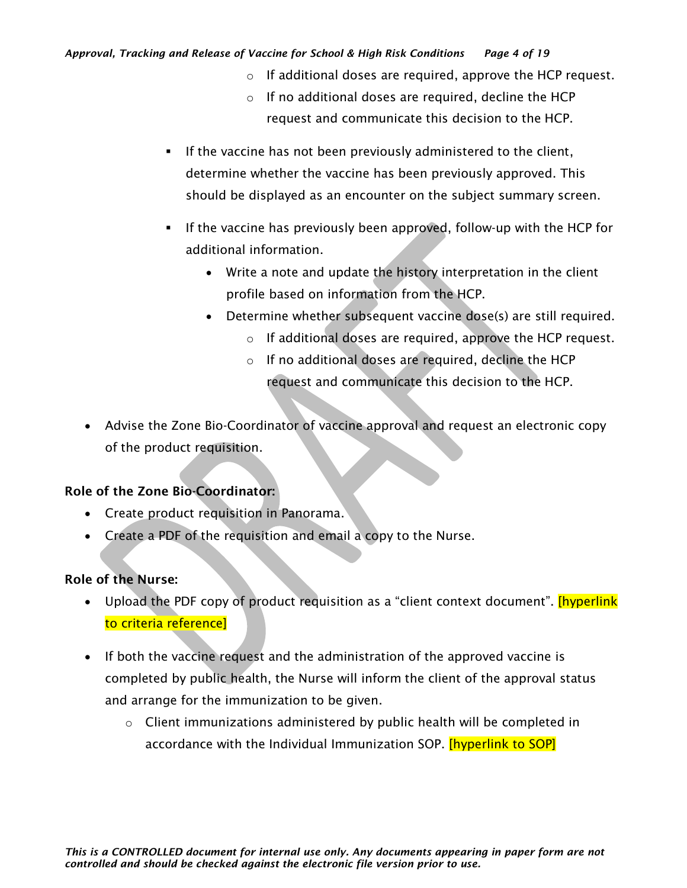- If additional doses are required, approve the HCP request.
        - If no additional doses are required, decline the HCP request and communicate this decision to the HCP.

    - If the vaccine has not been previously administered to the client, determine whether the vaccine has been previously approved. This should be displayed as an encounter on the subject summary screen.

    - If the vaccine has previously been approved, follow-up with the HCP for additional information.
        - Write a note and update the history interpretation in the client profile based on information from the HCP.
        - Determine whether subsequent vaccine dose(s) are still required.
            - If additional doses are required, approve the HCP request.
            - If no additional doses are required, decline the HCP request and communicate this decision to the HCP.

- Advise the Zone Bio-Coordinator of vaccine approval and request an electronic copy of the product requisition.

**Role of the Zone Bio-Coordinator:**

- Create product requisition in Panorama.
- Create a PDF of the requisition and email a copy to the Nurse.

**Role of the Nurse:**

- Upload the PDF copy of product requisition as a "client context document". [hyperlink to criteria reference]

- If both the vaccine request and the administration of the approved vaccine is completed by public health, the Nurse will inform the client of the approval status and arrange for the immunization to be given.
    - Client immunizations administered by public health will be completed in accordance with the Individual Immunization SOP. [hyperlink to SOP]

*This is a CONTROLLED document for internal use only. Any documents appearing in paper form are not controlled and should be checked against the electronic file version prior to use.*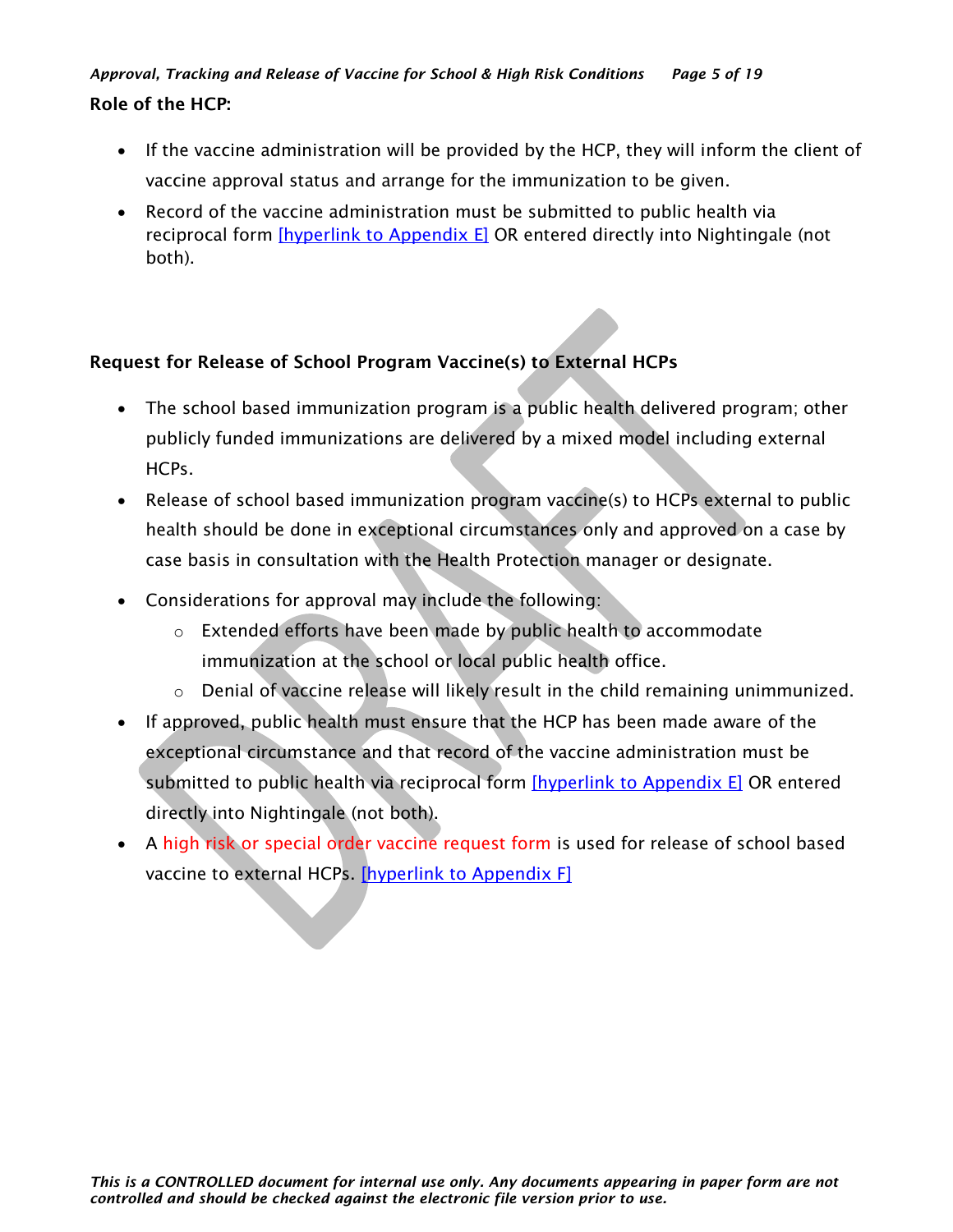**Role of the HCP:**

- If the vaccine administration will be provided by the HCP, they will inform the client of vaccine approval status and arrange for the immunization to be given.
- Record of the vaccine administration must be submitted to public health via reciprocal form [hyperlink to Appendix E] OR entered directly into Nightingale (not both).

**Request for Release of School Program Vaccine(s) to External HCPs**

- The school based immunization program is a public health delivered program; other publicly funded immunizations are delivered by a mixed model including external HCPs.
- Release of school based immunization program vaccine(s) to HCPs external to public health should be done in exceptional circumstances only and approved on a case by case basis in consultation with the Health Protection manager or designate.
- Considerations for approval may include the following:
  - Extended efforts have been made by public health to accommodate immunization at the school or local public health office.
  - Denial of vaccine release will likely result in the child remaining unimmunized.
- If approved, public health must ensure that the HCP has been made aware of the exceptional circumstance and that record of the vaccine administration must be submitted to public health via reciprocal form [hyperlink to Appendix E] OR entered directly into Nightingale (not both).
- A high risk or special order vaccine request form is used for release of school based vaccine to external HCPs. [hyperlink to Appendix F]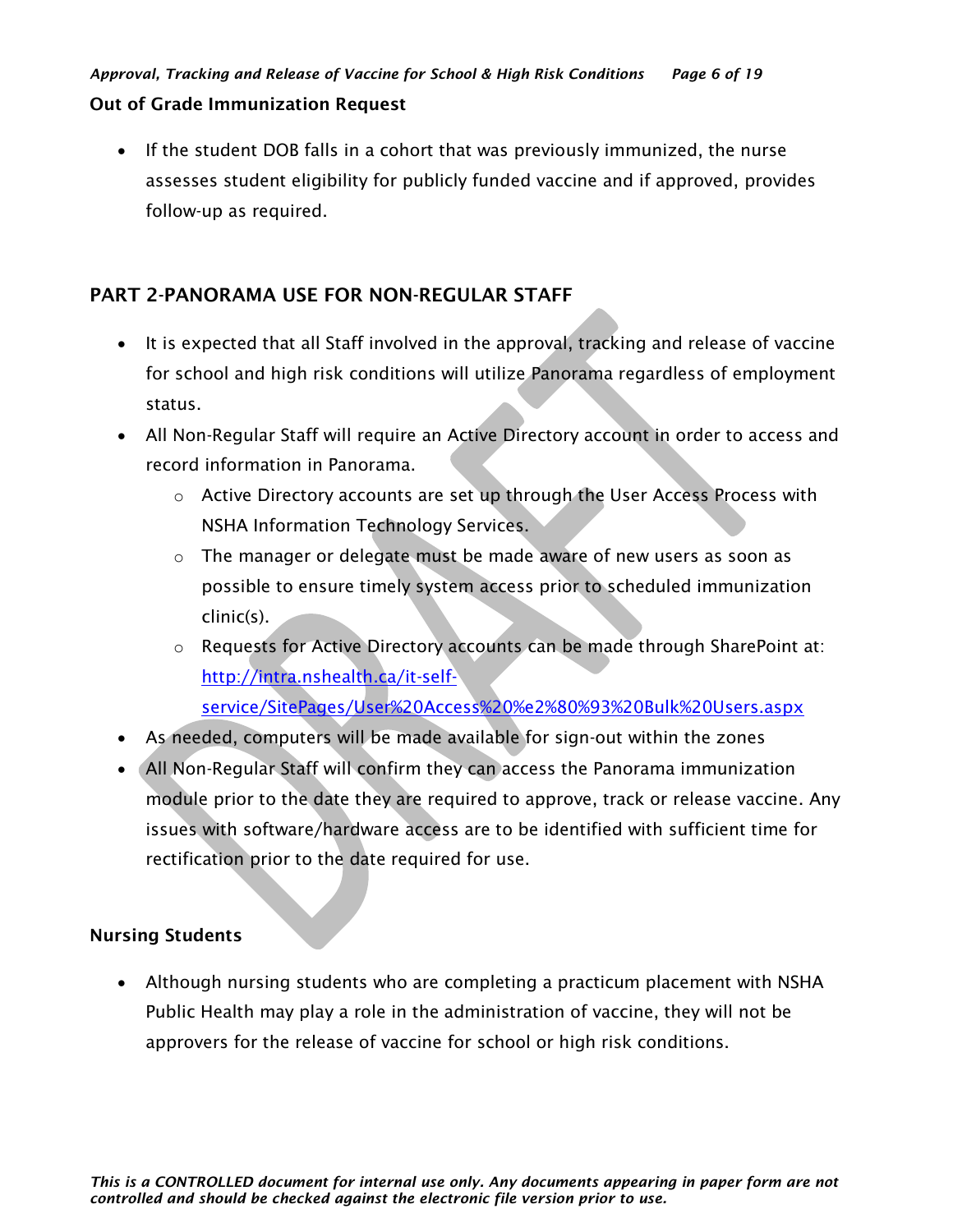### Out of Grade Immunization Request

- If the student DOB falls in a cohort that was previously immunized, the nurse assesses student eligibility for publicly funded vaccine and if approved, provides follow-up as required.

## PART 2-PANORAMA USE FOR NON-REGULAR STAFF

- It is expected that all Staff involved in the approval, tracking and release of vaccine for school and high risk conditions will utilize Panorama regardless of employment status.
- All Non-Regular Staff will require an Active Directory account in order to access and record information in Panorama.
  - Active Directory accounts are set up through the User Access Process with NSHA Information Technology Services.
  - The manager or delegate must be made aware of new users as soon as possible to ensure timely system access prior to scheduled immunization clinic(s).
  - Requests for Active Directory accounts can be made through SharePoint at: [http://intra.nshealth.ca/it-self-service/SitePages/User%20Access%20%e2%80%93%20Bulk%20Users.aspx](http://intra.nshealth.ca/it-self-service/SitePages/User%20Access%20%e2%80%93%20Bulk%20Users.aspx)
- As needed, computers will be made available for sign-out within the zones
- All Non-Regular Staff will confirm they can access the Panorama immunization module prior to the date they are required to approve, track or release vaccine. Any issues with software/hardware access are to be identified with sufficient time for rectification prior to the date required for use.

### Nursing Students

- Although nursing students who are completing a practicum placement with NSHA Public Health may play a role in the administration of vaccine, they will not be approvers for the release of vaccine for school or high risk conditions.

*This is a CONTROLLED document for internal use only. Any documents appearing in paper form are not controlled and should be checked against the electronic file version prior to use.*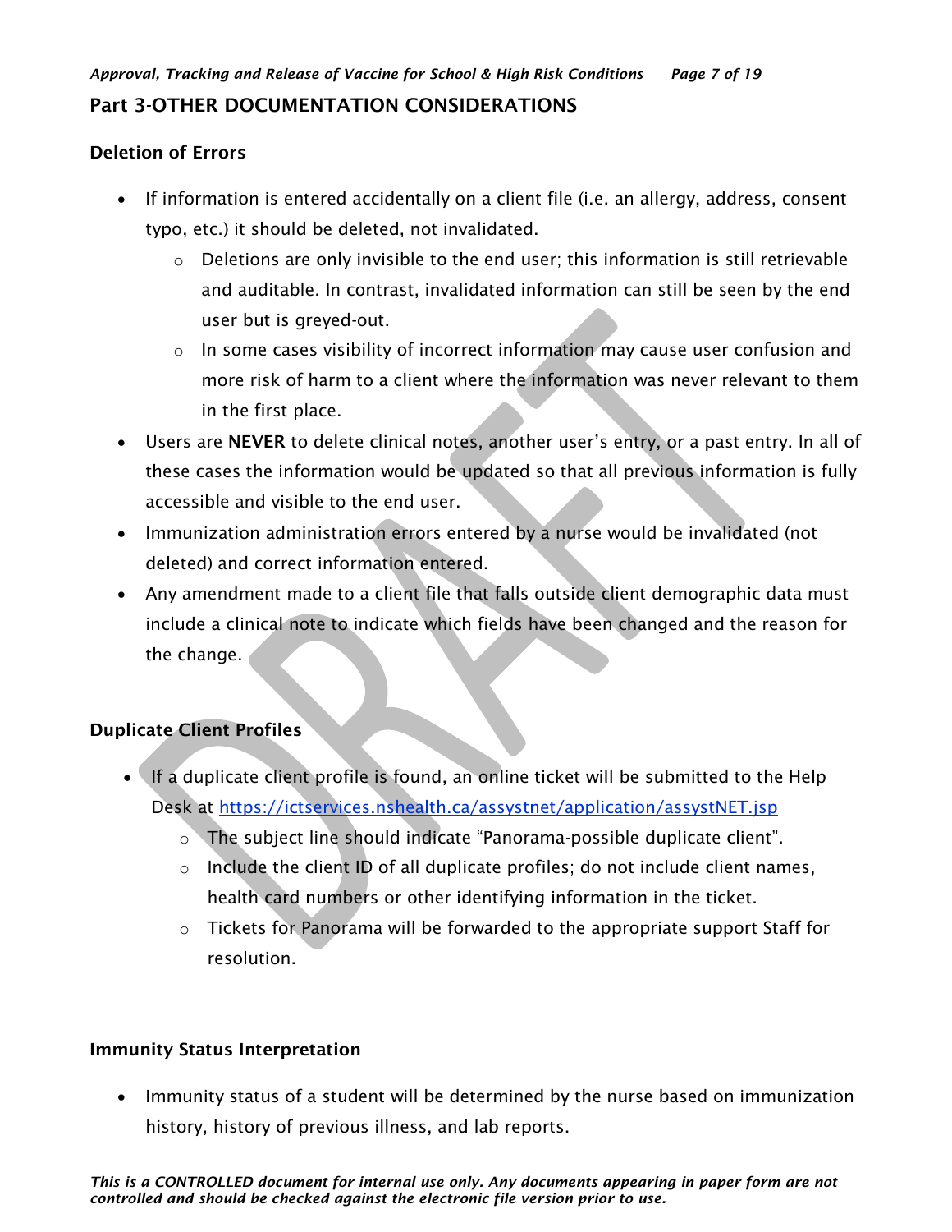## Part 3-OTHER DOCUMENTATION CONSIDERATIONS

### Deletion of Errors

- If information is entered accidentally on a client file (i.e. an allergy, address, consent typo, etc.) it should be deleted, not invalidated.
  - Deletions are only invisible to the end user; this information is still retrievable and auditable. In contrast, invalidated information can still be seen by the end user but is greyed-out.
  - In some cases visibility of incorrect information may cause user confusion and more risk of harm to a client where the information was never relevant to them in the first place.
- Users are **NEVER** to delete clinical notes, another user's entry, or a past entry. In all of these cases the information would be updated so that all previous information is fully accessible and visible to the end user.
- Immunization administration errors entered by a nurse would be invalidated (not deleted) and correct information entered.
- Any amendment made to a client file that falls outside client demographic data must include a clinical note to indicate which fields have been changed and the reason for the change.

### Duplicate Client Profiles

- If a duplicate client profile is found, an online ticket will be submitted to the Help Desk at [https://ictservices.nshealth.ca/assystnet/application/assystNET.jsp](https://ictservices.nshealth.ca/assystnet/application/assystNET.jsp)
  - The subject line should indicate "Panorama-possible duplicate client".
  - Include the client ID of all duplicate profiles; do not include client names, health card numbers or other identifying information in the ticket.
  - Tickets for Panorama will be forwarded to the appropriate support Staff for resolution.

### Immunity Status Interpretation

- Immunity status of a student will be determined by the nurse based on immunization history, history of previous illness, and lab reports.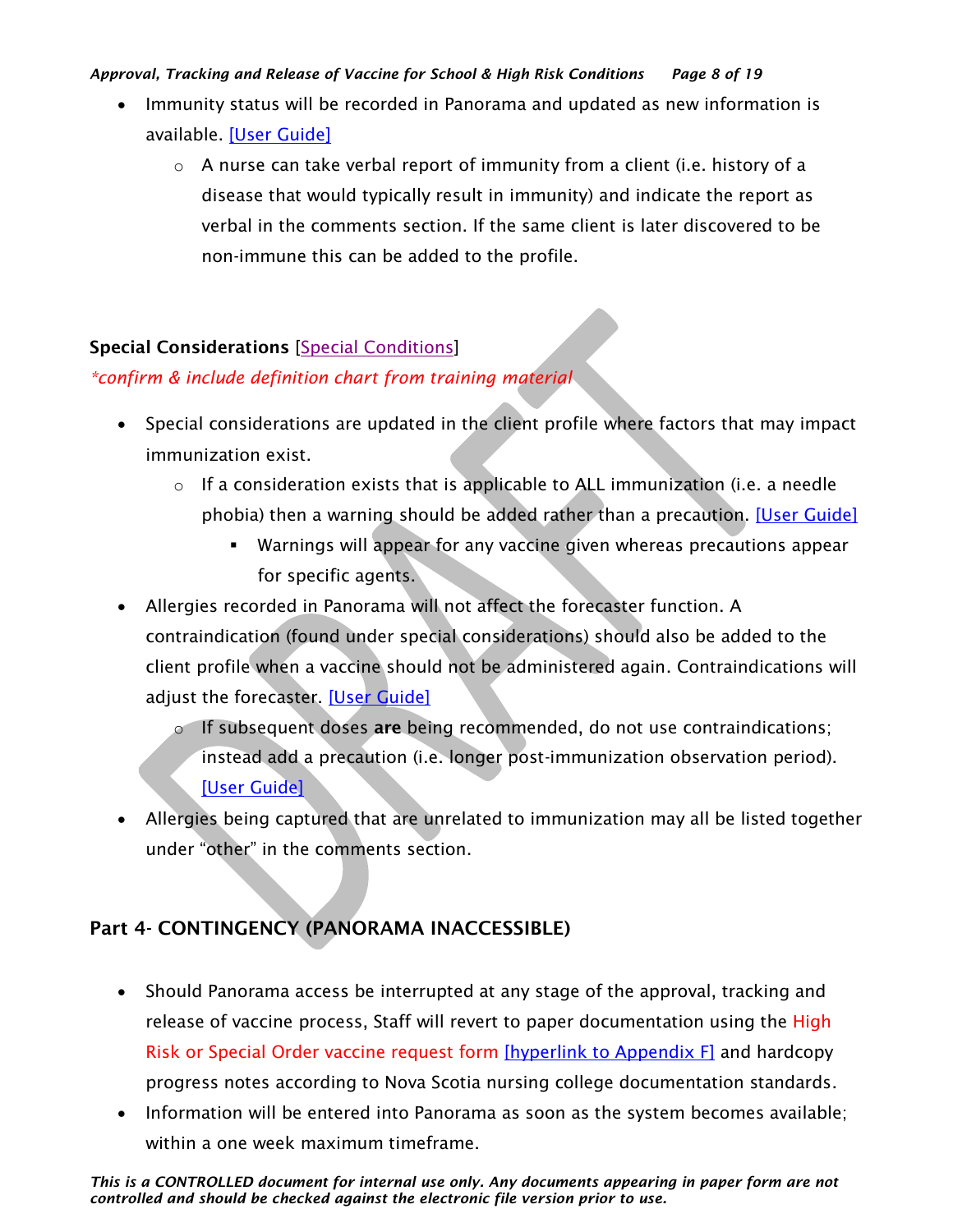- Immunity status will be recorded in Panorama and updated as new information is available. [User Guide]
  - A nurse can take verbal report of immunity from a client (i.e. history of a disease that would typically result in immunity) and indicate the report as verbal in the comments section. If the same client is later discovered to be non-immune this can be added to the profile.

**Special Considerations** [Special Conditions]

*\*confirm & include definition chart from training material*

- Special considerations are updated in the client profile where factors that may impact immunization exist.
  - If a consideration exists that is applicable to ALL immunization (i.e. a needle phobia) then a warning should be added rather than a precaution. [User Guide]
    - Warnings will appear for any vaccine given whereas precautions appear for specific agents.
- Allergies recorded in Panorama will not affect the forecaster function. A contraindication (found under special considerations) should also be added to the client profile when a vaccine should not be administered again. Contraindications will adjust the forecaster. [User Guide]
  - If subsequent doses **are** being recommended, do not use contraindications; instead add a precaution (i.e. longer post-immunization observation period). [User Guide]
- Allergies being captured that are unrelated to immunization may all be listed together under "other" in the comments section.

## Part 4- CONTINGENCY (PANORAMA INACCESSIBLE)

- Should Panorama access be interrupted at any stage of the approval, tracking and release of vaccine process, Staff will revert to paper documentation using the High Risk or Special Order vaccine request form [hyperlink to Appendix F] and hardcopy progress notes according to Nova Scotia nursing college documentation standards.
- Information will be entered into Panorama as soon as the system becomes available; within a one week maximum timeframe.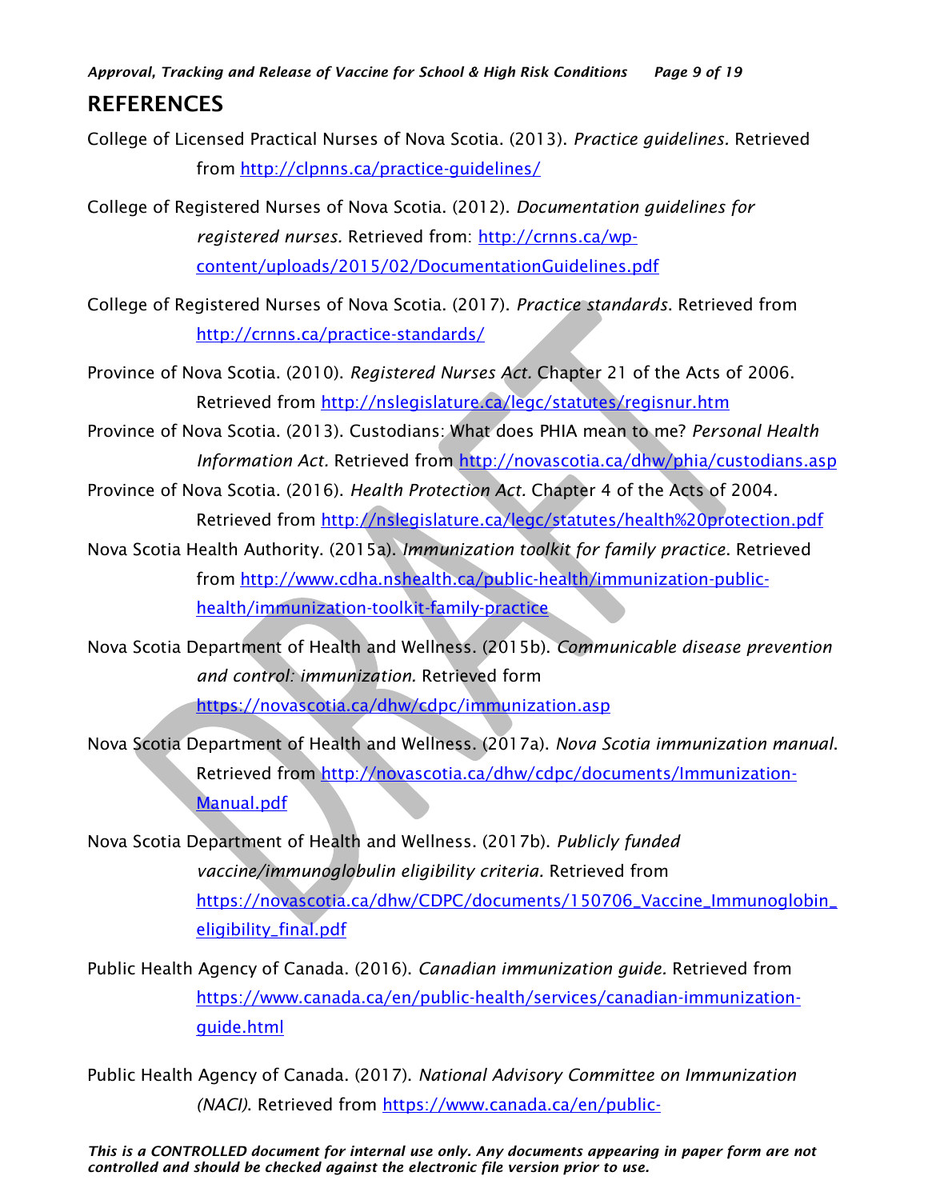## REFERENCES

College of Licensed Practical Nurses of Nova Scotia. (2013). *Practice guidelines.* Retrieved from http://clpnns.ca/practice-guidelines/

College of Registered Nurses of Nova Scotia. (2012). *Documentation guidelines for registered nurses.* Retrieved from: http://crnns.ca/wp-content/uploads/2015/02/DocumentationGuidelines.pdf

College of Registered Nurses of Nova Scotia. (2017). *Practice standards*. Retrieved from http://crnns.ca/practice-standards/

Province of Nova Scotia. (2010). *Registered Nurses Act.* Chapter 21 of the Acts of 2006. Retrieved from http://nslegislature.ca/legc/statutes/regisnur.htm

Province of Nova Scotia. (2013). Custodians: What does PHIA mean to me? *Personal Health Information Act.* Retrieved from http://novascotia.ca/dhw/phia/custodians.asp

Province of Nova Scotia. (2016). *Health Protection Act.* Chapter 4 of the Acts of 2004. Retrieved from http://nslegislature.ca/legc/statutes/health%20protection.pdf

Nova Scotia Health Authority. (2015a). *Immunization toolkit for family practice.* Retrieved from http://www.cdha.nshealth.ca/public-health/immunization-public-health/immunization-toolkit-family-practice

Nova Scotia Department of Health and Wellness. (2015b). *Communicable disease prevention and control: immunization.* Retrieved form https://novascotia.ca/dhw/cdpc/immunization.asp

Nova Scotia Department of Health and Wellness. (2017a). *Nova Scotia immunization manual.* Retrieved from http://novascotia.ca/dhw/cdpc/documents/Immunization-Manual.pdf

Nova Scotia Department of Health and Wellness. (2017b). *Publicly funded vaccine/immunoglobulin eligibility criteria.* Retrieved from https://novascotia.ca/dhw/CDPC/documents/150706_Vaccine_Immunoglobin_eligibility_final.pdf

Public Health Agency of Canada. (2016). *Canadian immunization guide.* Retrieved from https://www.canada.ca/en/public-health/services/canadian-immunization-guide.html

Public Health Agency of Canada. (2017). *National Advisory Committee on Immunization (NACI).* Retrieved from https://www.canada.ca/en/public-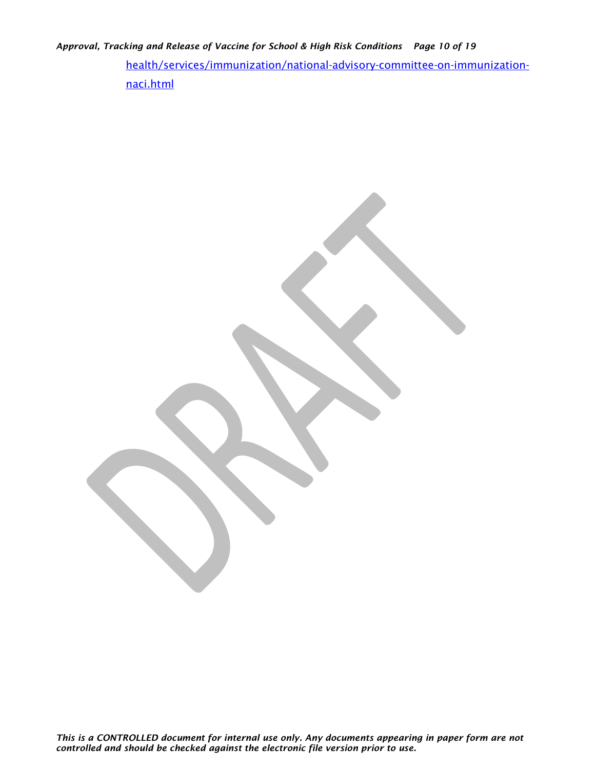health/services/immunization/national-advisory-committee-on-immunization-naci.html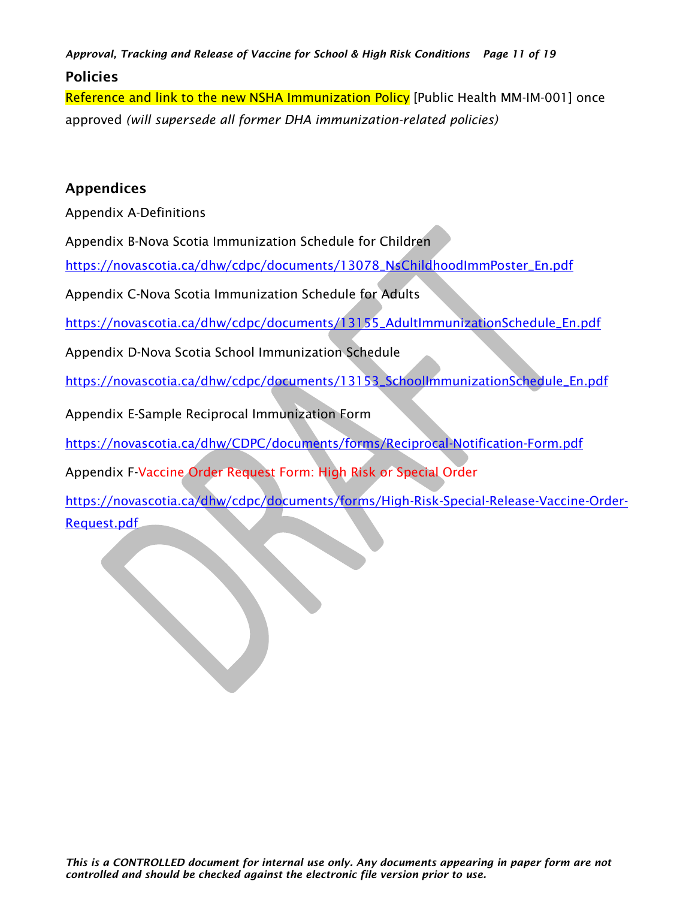## Policies

Reference and link to the new NSHA Immunization Policy [Public Health MM-IM-001] once approved *(will supersede all former DHA immunization-related policies)*

## Appendices

Appendix A-Definitions

Appendix B-Nova Scotia Immunization Schedule for Children

https://novascotia.ca/dhw/cdpc/documents/13078_NsChildhoodImmPoster_En.pdf

Appendix C-Nova Scotia Immunization Schedule for Adults

https://novascotia.ca/dhw/cdpc/documents/13155_AdultImmunizationSchedule_En.pdf

Appendix D-Nova Scotia School Immunization Schedule

https://novascotia.ca/dhw/cdpc/documents/13153_SchoolImmunizationSchedule_En.pdf

Appendix E-Sample Reciprocal Immunization Form

https://novascotia.ca/dhw/CDPC/documents/forms/Reciprocal-Notification-Form.pdf

Appendix F-Vaccine Order Request Form: High Risk or Special Order

https://novascotia.ca/dhw/cdpc/documents/forms/High-Risk-Special-Release-Vaccine-Order-Request.pdf

*This is a CONTROLLED document for internal use only. Any documents appearing in paper form are not controlled and should be checked against the electronic file version prior to use.*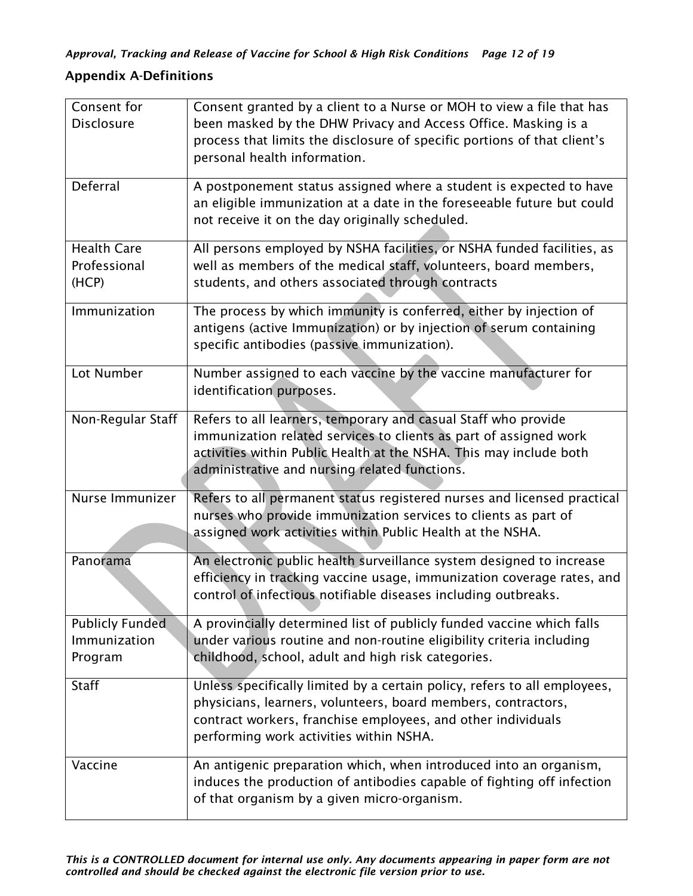## Appendix A-Definitions

| | |
|---|---|
| Consent for Disclosure | Consent granted by a client to a Nurse or MOH to view a file that has been masked by the DHW Privacy and Access Office. Masking is a process that limits the disclosure of specific portions of that client's personal health information. |
| Deferral | A postponement status assigned where a student is expected to have an eligible immunization at a date in the foreseeable future but could not receive it on the day originally scheduled. |
| Health Care Professional (HCP) | All persons employed by NSHA facilities, or NSHA funded facilities, as well as members of the medical staff, volunteers, board members, students, and others associated through contracts |
| Immunization | The process by which immunity is conferred, either by injection of antigens (active Immunization) or by injection of serum containing specific antibodies (passive immunization). |
| Lot Number | Number assigned to each vaccine by the vaccine manufacturer for identification purposes. |
| Non-Regular Staff | Refers to all learners, temporary and casual Staff who provide immunization related services to clients as part of assigned work activities within Public Health at the NSHA. This may include both administrative and nursing related functions. |
| Nurse Immunizer | Refers to all permanent status registered nurses and licensed practical nurses who provide immunization services to clients as part of assigned work activities within Public Health at the NSHA. |
| Panorama | An electronic public health surveillance system designed to increase efficiency in tracking vaccine usage, immunization coverage rates, and control of infectious notifiable diseases including outbreaks. |
| Publicly Funded Immunization Program | A provincially determined list of publicly funded vaccine which falls under various routine and non-routine eligibility criteria including childhood, school, adult and high risk categories. |
| Staff | Unless specifically limited by a certain policy, refers to all employees, physicians, learners, volunteers, board members, contractors, contract workers, franchise employees, and other individuals performing work activities within NSHA. |
| Vaccine | An antigenic preparation which, when introduced into an organism, induces the production of antibodies capable of fighting off infection of that organism by a given micro-organism. |

***This is a CONTROLLED document for internal use only. Any documents appearing in paper form are not controlled and should be checked against the electronic file version prior to use.***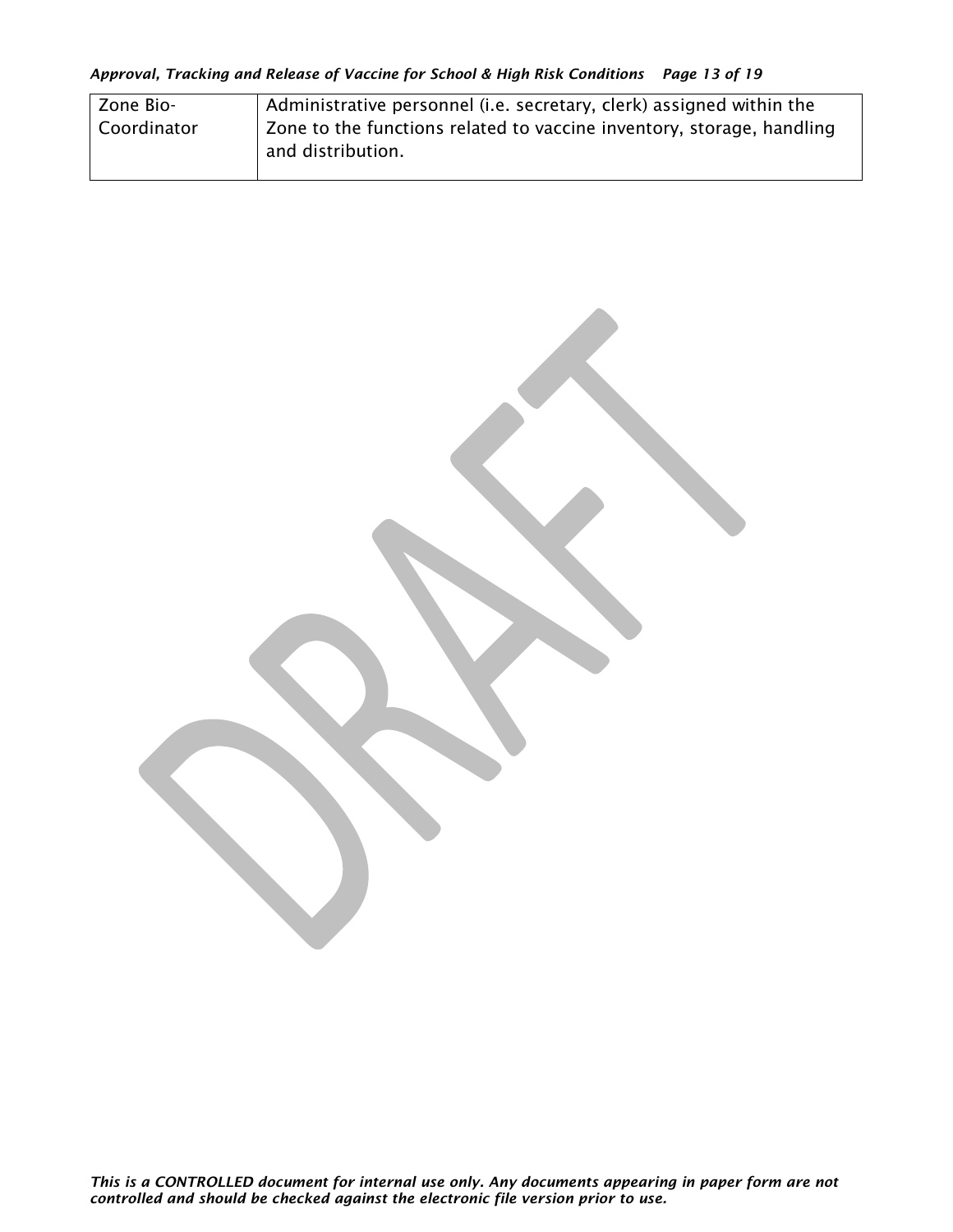| Zone Bio-Coordinator | Administrative personnel (i.e. secretary, clerk) assigned within the Zone to the functions related to vaccine inventory, storage, handling and distribution. |
|---|---|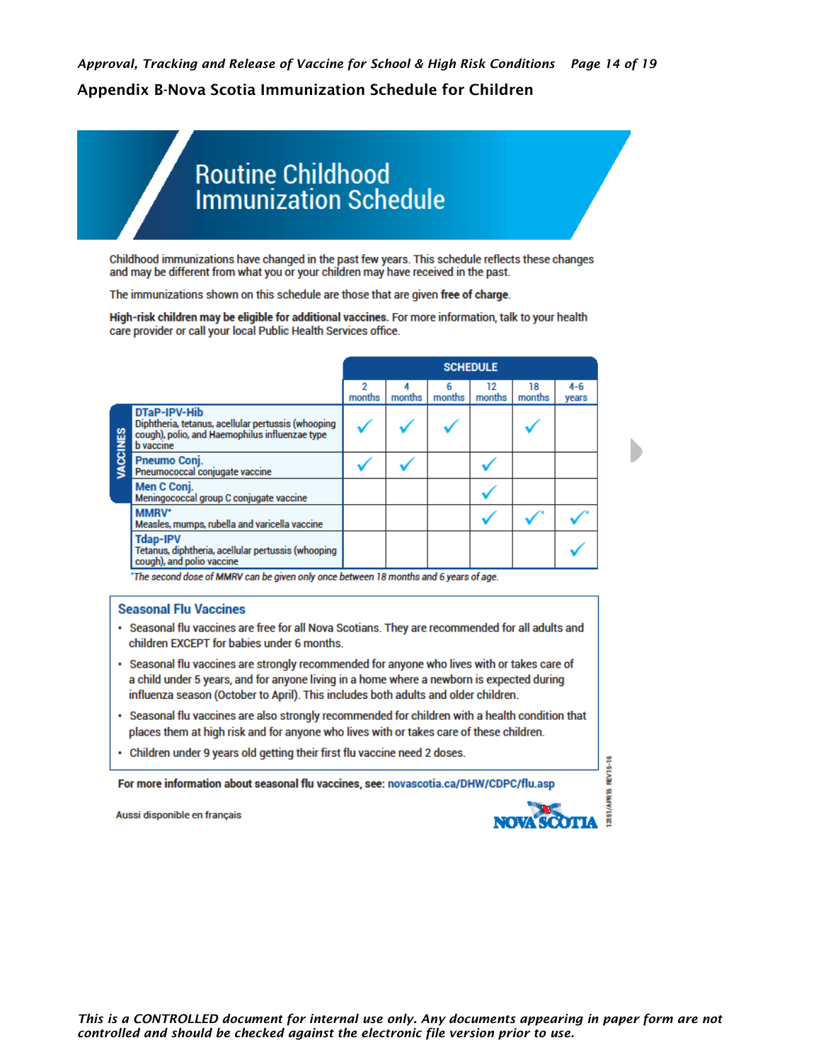## Appendix B-Nova Scotia Immunization Schedule for Children

# Routine Childhood Immunization Schedule

Childhood immunizations have changed in the past few years. This schedule reflects these changes and may be different from what you or your children may have received in the past.

The immunizations shown on this schedule are those that are given **free of charge**.

**High-risk children may be eligible for additional vaccines.** For more information, talk to your health care provider or call your local Public Health Services office.

| VACCINES | SCHEDULE | | | | | |
|---|---|---|---|---|---|---|
| | 2 months | 4 months | 6 months | 12 months | 18 months | 4-6 years |
| **DTaP-IPV-Hib** Diphtheria, tetanus, acellular pertussis (whooping cough), polio, and Haemophilus influenzae type b vaccine | ✓ | ✓ | ✓ | | ✓ | |
| **Pneumo Conj.** Pneumococcal conjugate vaccine | ✓ | ✓ | | ✓ | | |
| **Men C Conj.** Meningococcal group C conjugate vaccine | | | | ✓ | | |
| **MMRV*** Measles, mumps, rubella and varicella vaccine | | | | ✓ | ✓* | ✓* |
| **Tdap-IPV** Tetanus, diphtheria, acellular pertussis (whooping cough), and polio vaccine | | | | | | ✓ |

*The second dose of MMRV can be given only once between 18 months and 6 years of age.

### Seasonal Flu Vaccines

- Seasonal flu vaccines are free for all Nova Scotians. They are recommended for all adults and children EXCEPT for babies under 6 months.
- Seasonal flu vaccines are strongly recommended for anyone who lives with or takes care of a child under 5 years, and for anyone living in a home where a newborn is expected during influenza season (October to April). This includes both adults and older children.
- Seasonal flu vaccines are also strongly recommended for children with a health condition that places them at high risk and for anyone who lives with or takes care of these children.
- Children under 9 years old getting their first flu vaccine need 2 doses.

**For more information about seasonal flu vaccines, see:** novascotia.ca/DHW/CDPC/flu.asp

Aussi disponible en français

NOVA SCOTIA

13151/APR15 REV15-16

*This is a CONTROLLED document for internal use only. Any documents appearing in paper form are not controlled and should be checked against the electronic file version prior to use.*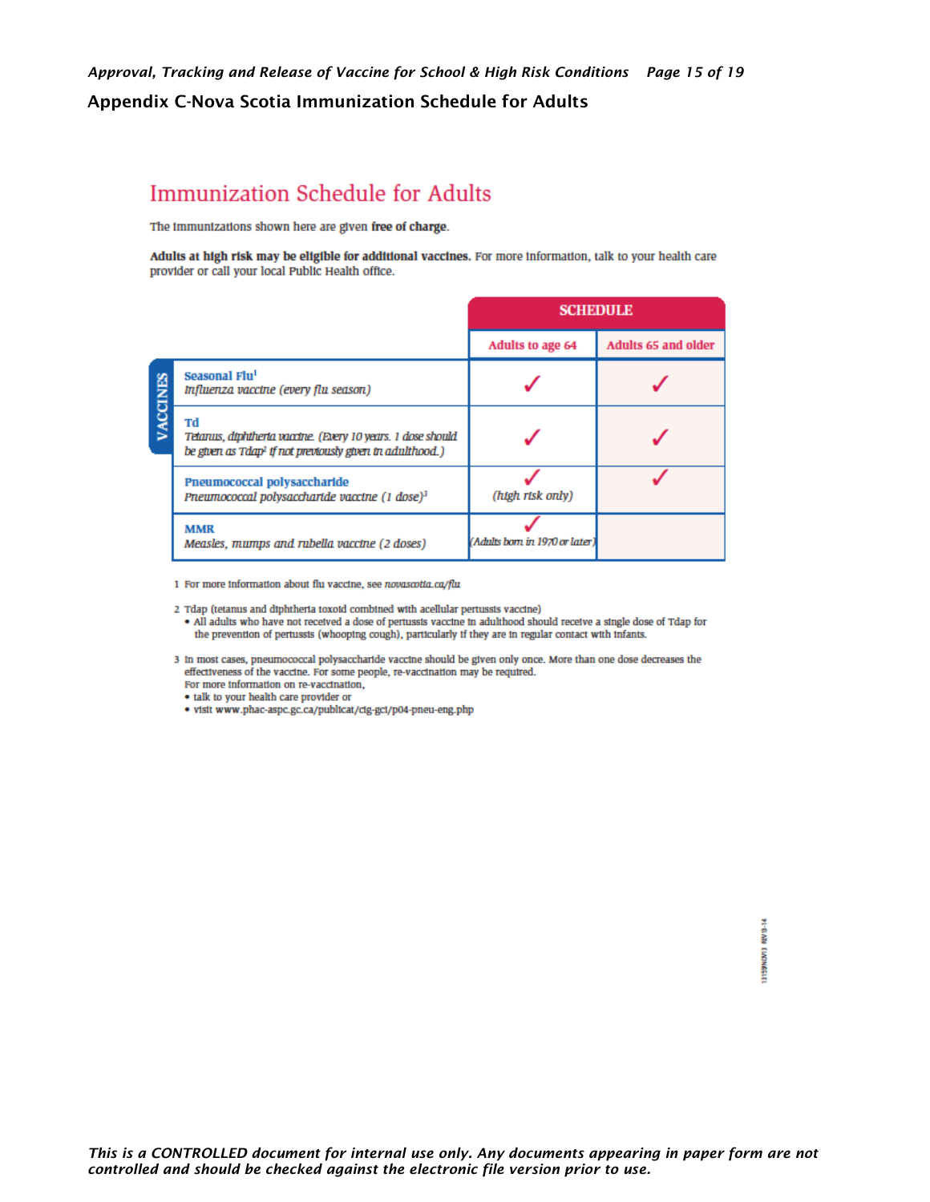## Appendix C-Nova Scotia Immunization Schedule for Adults

# Immunization Schedule for Adults

The immunizations shown here are given **free of charge**.

**Adults at high risk may be eligible for additional vaccines.** For more information, talk to your health care provider or call your local Public Health office.

| VACCINES | SCHEDULE | |
|---|---|---|
| | Adults to age 64 | Adults 65 and older |
| **Seasonal Flu**[1]<br>*Influenza vaccine (every flu season)* | ✓ | ✓ |
| **Td**<br>*Tetanus, diphtheria vaccine. (Every 10 years. 1 dose should be given as Tdap[2] if not previously given in adulthood.)* | ✓ | ✓ |
| **Pneumococcal polysaccharide**<br>*Pneumococcal polysaccharide vaccine (1 dose)*[3] | ✓<br>*(high risk only)* | ✓ |
| **MMR**<br>*Measles, mumps and rubella vaccine (2 doses)* | ✓<br>*(Adults born in 1970 or later)* | |

1 For more information about flu vaccine, see *novascotia.ca/flu*

2 Tdap (tetanus and diphtheria toxoid combined with acellular pertussis vaccine)
- All adults who have not received a dose of pertussis vaccine in adulthood should receive a single dose of Tdap for the prevention of pertussis (whooping cough), particularly if they are in regular contact with infants.

3 In most cases, pneumococcal polysaccharide vaccine should be given only once. More than one dose decreases the effectiveness of the vaccine. For some people, re-vaccination may be required.
For more information on re-vaccination,
- talk to your health care provider or
- visit www.phac-aspc.gc.ca/publicat/cig-gci/p04-pneu-eng.php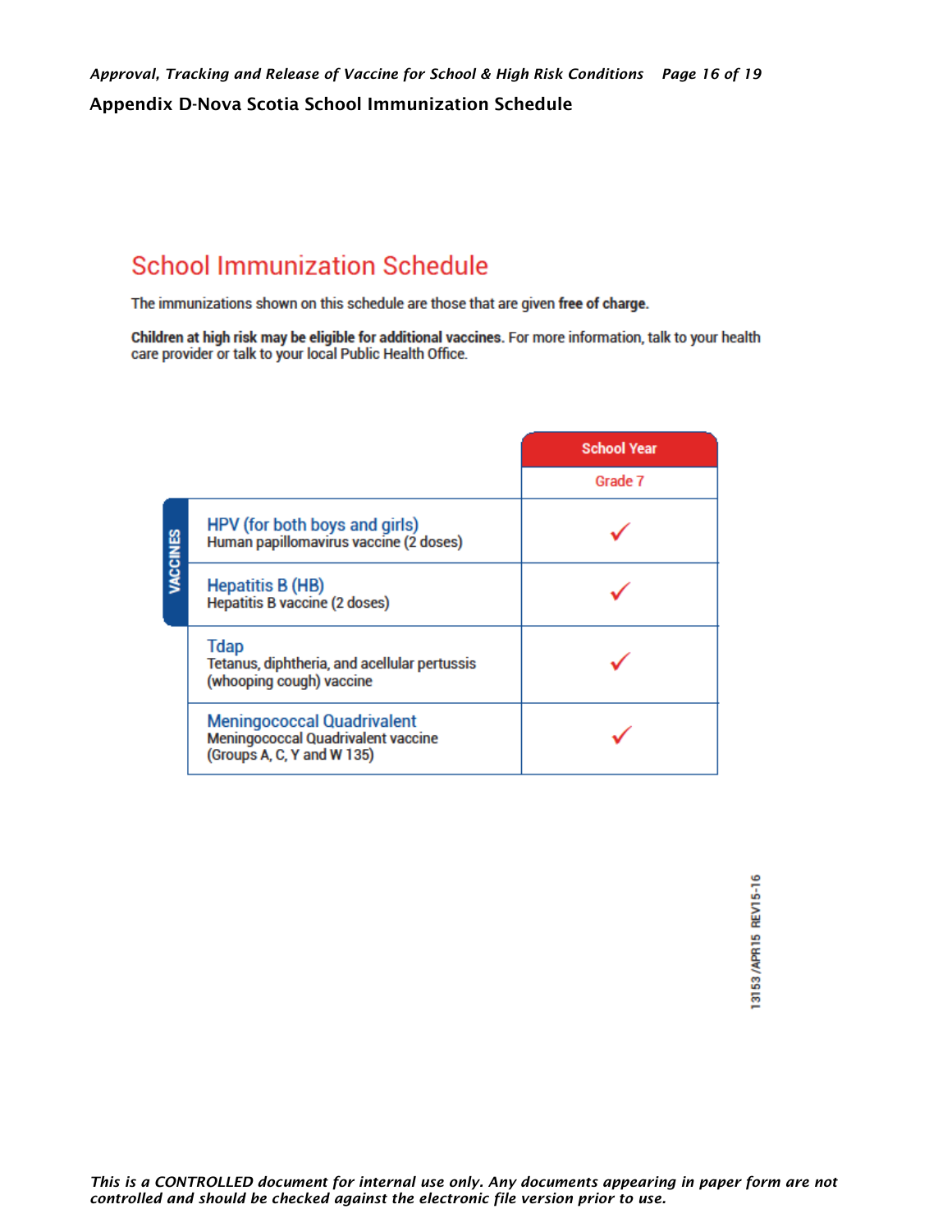## Appendix D-Nova Scotia School Immunization Schedule

# School Immunization Schedule

The immunizations shown on this schedule are those that are given **free of charge**.

**Children at high risk may be eligible for additional vaccines.** For more information, talk to your health care provider or talk to your local Public Health Office.

| VACCINES | School Year |
|---|---|
| | Grade 7 |
| HPV (for both boys and girls)<br>Human papillomavirus vaccine (2 doses) | ✓ |
| Hepatitis B (HB)<br>Hepatitis B vaccine (2 doses) | ✓ |
| Tdap<br>Tetanus, diphtheria, and acellular pertussis (whooping cough) vaccine | ✓ |
| Meningococcal Quadrivalent<br>Meningococcal Quadrivalent vaccine (Groups A, C, Y and W 135) | ✓ |

13153 /APR15 REV15-16

*This is a CONTROLLED document for internal use only. Any documents appearing in paper form are not controlled and should be checked against the electronic file version prior to use.*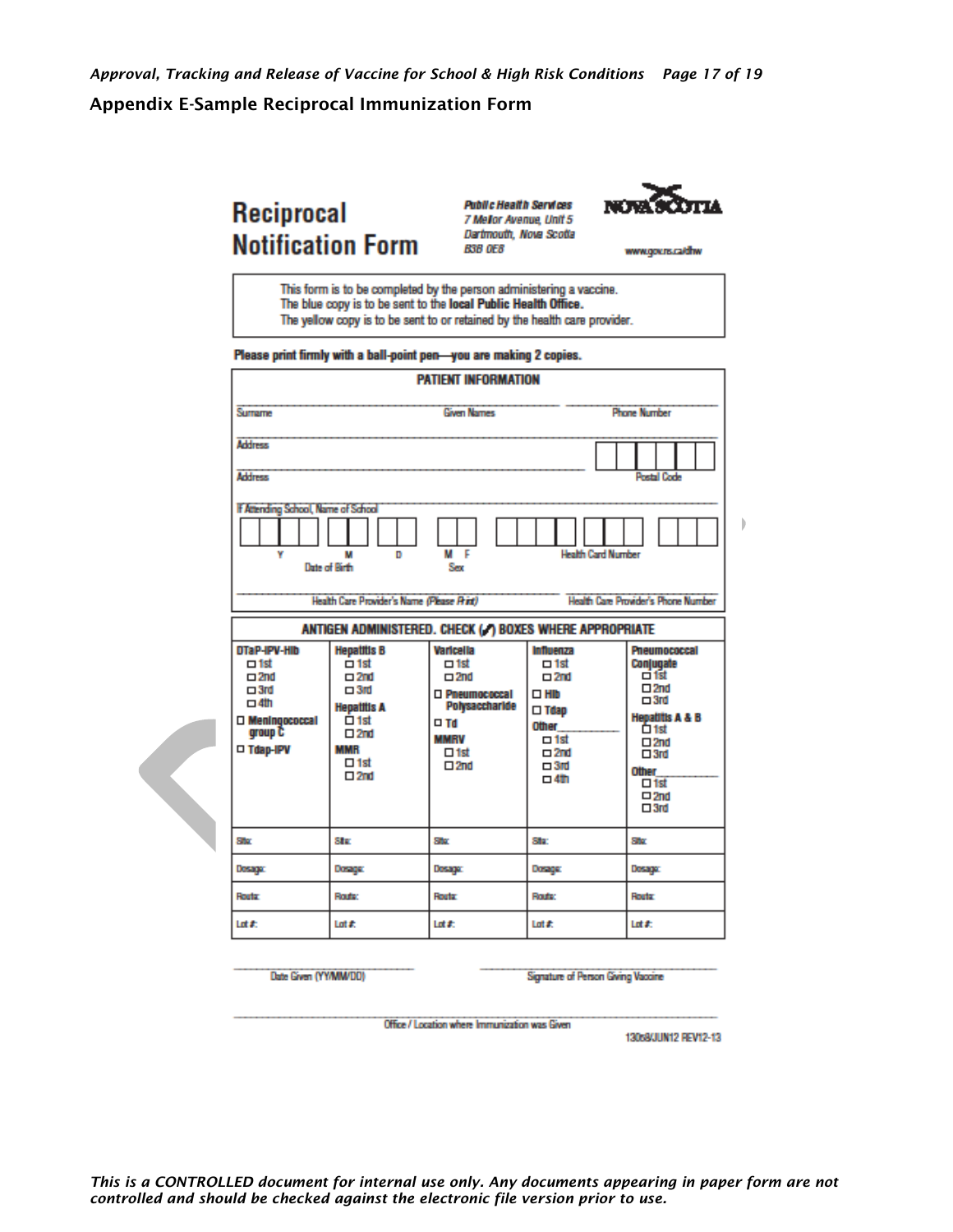## Appendix E-Sample Reciprocal Immunization Form

# Reciprocal Notification Form

**Public Health Services**
*7 Mellor Avenue, Unit 5*
*Dartmouth, Nova Scotia*
*B3B 0E8*

NOVA SCOTIA

www.gov.ns.ca/dhw

This form is to be completed by the person administering a vaccine.
The blue copy is to be sent to the **local Public Health Office.**
The yellow copy is to be sent to or retained by the health care provider.

**Please print firmly with a ball-point pen—you are making 2 copies.**

**PATIENT INFORMATION**

Surname ____ Given Names ____ Phone Number ____

Address ____

Address ____ Postal Code ____

If Attending School, Name of School ____

Date of Birth (Y M D) ____ Sex (M F) ____ Health Card Number ____

Health Care Provider's Name *(Please Print)* ____ Health Care Provider's Phone Number ____

**ANTIGEN ADMINISTERED. CHECK (✓) BOXES WHERE APPROPRIATE**

| **DTaP-IPV-Hib** ☐ 1st ☐ 2nd ☐ 3rd ☐ 4th ☐ **Meningococcal group C** ☐ **Tdap-IPV** | **Hepatitis B** ☐ 1st ☐ 2nd ☐ 3rd **Hepatitis A** ☐ 1st ☐ 2nd **MMR** ☐ 1st ☐ 2nd | **Varicella** ☐ 1st ☐ 2nd ☐ **Pneumococcal Polysaccharide** ☐ **Td** **MMRV** ☐ 1st ☐ 2nd | **Influenza** ☐ 1st ☐ 2nd ☐ **Hib** ☐ **Tdap** **Other**____ ☐ 1st ☐ 2nd ☐ 3rd ☐ 4th | **Pneumococcal Conjugate** ☐ 1st ☐ 2nd ☐ 3rd **Hepatitis A & B** ☐ 1st ☐ 2nd ☐ 3rd **Other**____ ☐ 1st ☐ 2nd ☐ 3rd |
|---|---|---|---|---|
| Site: | Site: | Site: | Site: | Site: |
| Dosage: | Dosage: | Dosage: | Dosage: | Dosage: |
| Route: | Route: | Route: | Route: | Route: |
| Lot #: | Lot #: | Lot #: | Lot #: | Lot #: |

Date Given (YY/MM/DD) ____ Signature of Person Giving Vaccine ____

Office / Location where Immunization was Given ____

13068/JUN12 REV12-13

*This is a CONTROLLED document for internal use only. Any documents appearing in paper form are not controlled and should be checked against the electronic file version prior to use.*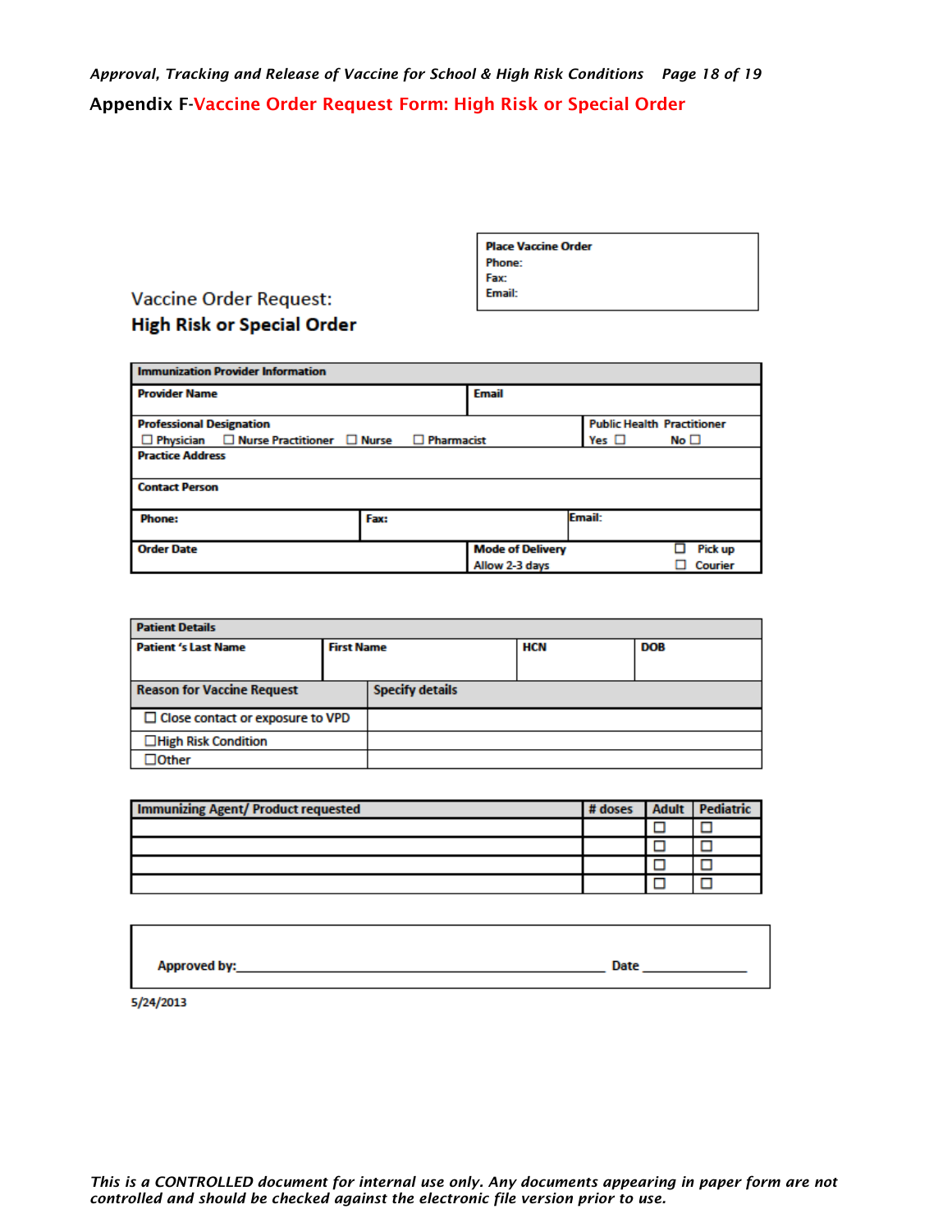## Appendix F-Vaccine Order Request Form: High Risk or Special Order

| Place Vaccine Order |
|---|
| Phone: |
| Fax: |
| Email: |

### Vaccine Order Request:
### **High Risk or Special Order**

| Immunization Provider Information | | | |
|---|---|---|---|
| **Provider Name** | | **Email** | |
| **Professional Designation** ☐ Physician ☐ Nurse Practitioner ☐ Nurse ☐ Pharmacist | | | **Public Health Practitioner** Yes ☐ No ☐ |
| **Practice Address** | | | |
| **Contact Person** | | | |
| **Phone:** | **Fax:** | | **Email:** |
| **Order Date** | | **Mode of Delivery** Allow 2-3 days | ☐ Pick up ☐ Courier |

| Patient Details | | | |
|---|---|---|---|
| **Patient 's Last Name** | **First Name** | **HCN** | **DOB** |
| | | | |

| Reason for Vaccine Request | Specify details |
|---|---|
| ☐ Close contact or exposure to VPD | |
| ☐High Risk Condition | |
| ☐Other | |

| Immunizing Agent/ Product requested | # doses | Adult | Pediatric |
|---|---|---|---|
| | | ☐ | ☐ |
| | | ☐ | ☐ |
| | | ☐ | ☐ |
| | | ☐ | ☐ |

**Approved by:**\_\_\_\_\_\_\_\_\_\_\_\_\_\_\_\_\_\_\_\_\_\_\_\_\_\_\_\_\_\_\_\_\_\_\_\_\_\_\_\_\_\_\_\_ **Date** \_\_\_\_\_\_\_\_\_\_\_\_\_\_

5/24/2013

*This is a CONTROLLED document for internal use only. Any documents appearing in paper form are not controlled and should be checked against the electronic file version prior to use.*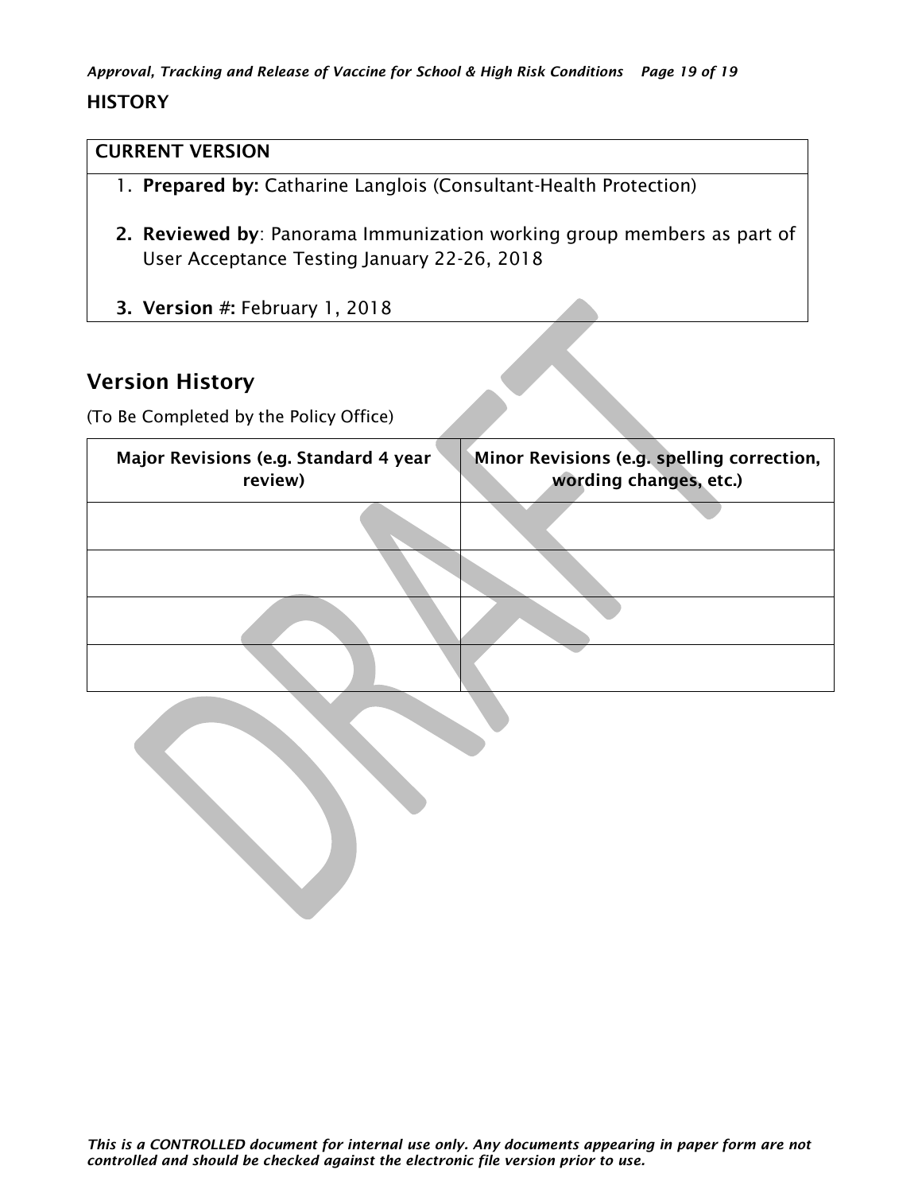## HISTORY

| CURRENT VERSION |
| --- |
| 1. **Prepared by:** Catharine Langlois (Consultant-Health Protection)<br><br>2. **Reviewed by**: Panorama Immunization working group members as part of User Acceptance Testing January 22-26, 2018<br><br>3. **Version #:** February 1, 2018 |

## Version History

(To Be Completed by the Policy Office)

| Major Revisions (e.g. Standard 4 year review) | Minor Revisions (e.g. spelling correction, wording changes, etc.) |
| --- | --- |
| | |
| | |
| | |
| | |

DRAFT

*This is a CONTROLLED document for internal use only. Any documents appearing in paper form are not controlled and should be checked against the electronic file version prior to use.*